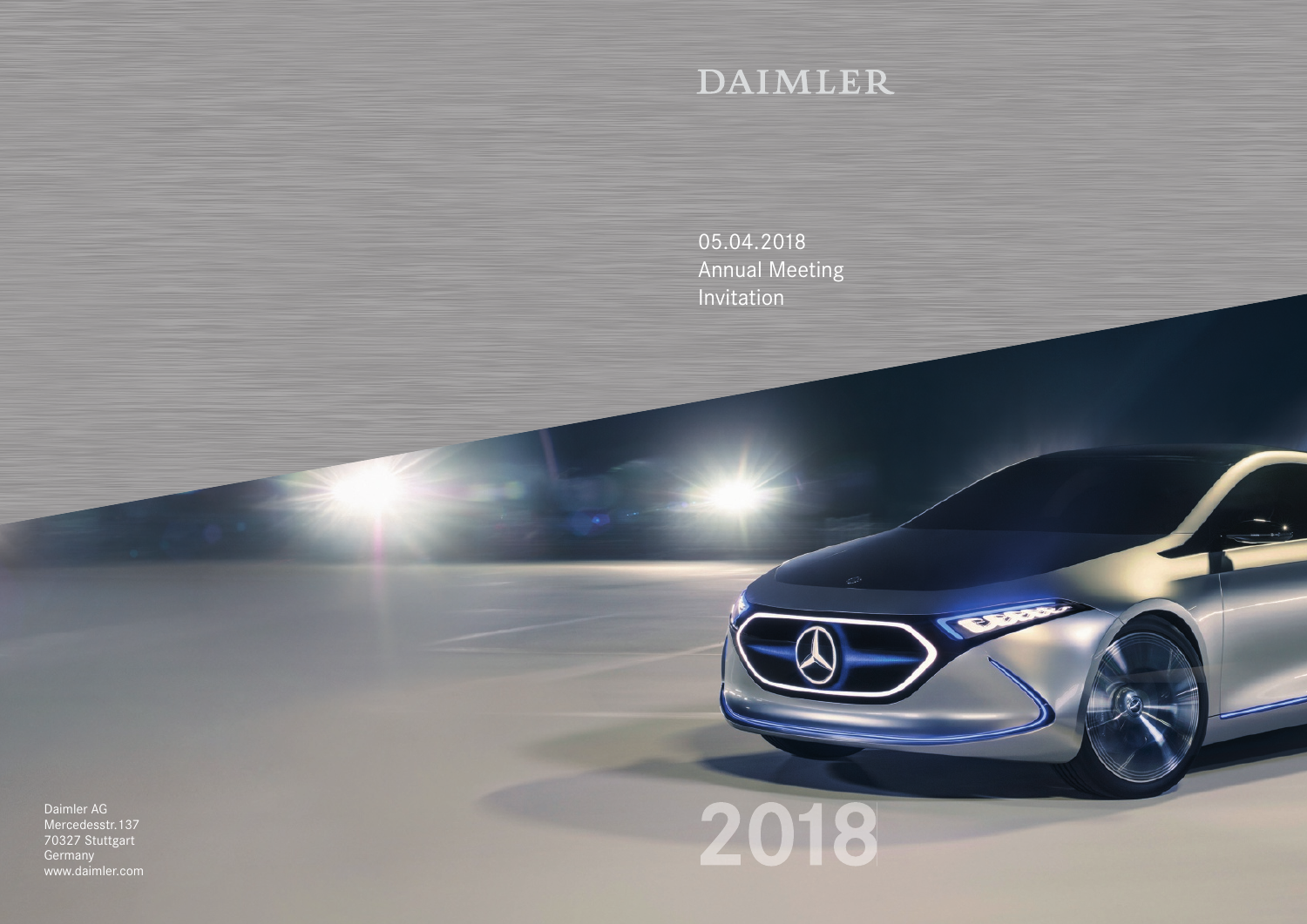# DAIMLER

05.04.2018
Annual Meeting
Invitation

Daimler AG
Mercedesstr. 137
70327 Stuttgart
Germany
www.daimler.com

2018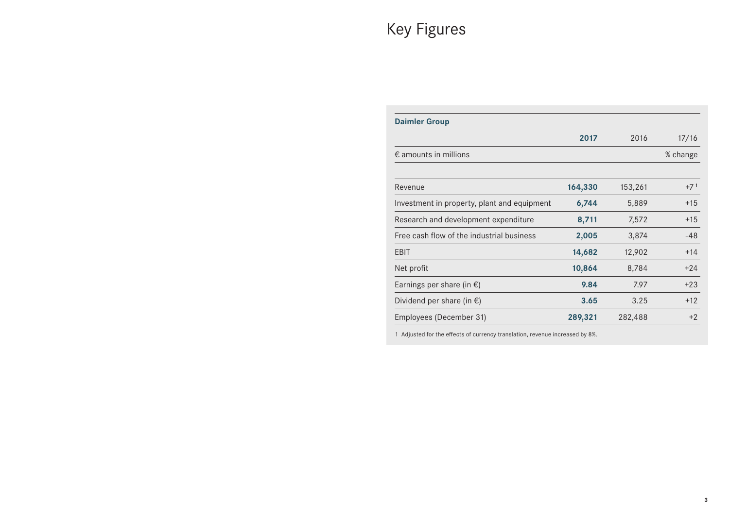# Key Figures

| Daimler Group | | | |
|---|---|---|---|
| | **2017** | 2016 | 17/16 |
| € amounts in millions | | | % change |
| Revenue | **164,330** | 153,261 | +7 [1] |
| Investment in property, plant and equipment | **6,744** | 5,889 | +15 |
| Research and development expenditure | **8,711** | 7,572 | +15 |
| Free cash flow of the industrial business | **2,005** | 3,874 | -48 |
| EBIT | **14,682** | 12,902 | +14 |
| Net profit | **10,864** | 8,784 | +24 |
| Earnings per share (in €) | **9.84** | 7.97 | +23 |
| Dividend per share (in €) | **3.65** | 3.25 | +12 |
| Employees (December 31) | **289,321** | 282,488 | +2 |

1 Adjusted for the effects of currency translation, revenue increased by 8%.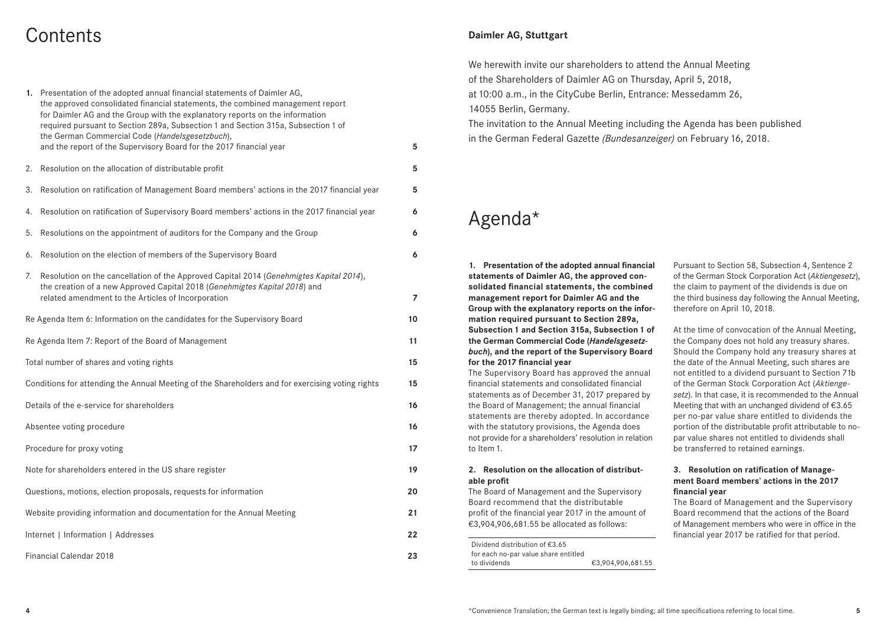# Contents

| | |
|---|---|
| **1.** Presentation of the adopted annual financial statements of Daimler AG, the approved consolidated financial statements, the combined management report for Daimler AG and the Group with the explanatory reports on the information required pursuant to Section 289a, Subsection 1 and Section 315a, Subsection 1 of the German Commercial Code (*Handelsgesetzbuch*), and the report of the Supervisory Board for the 2017 financial year | **5** |
| 2. Resolution on the allocation of distributable profit | **5** |
| 3. Resolution on ratification of Management Board members' actions in the 2017 financial year | **5** |
| 4. Resolution on ratification of Supervisory Board members' actions in the 2017 financial year | **6** |
| 5. Resolutions on the appointment of auditors for the Company and the Group | **6** |
| 6. Resolution on the election of members of the Supervisory Board | **6** |
| 7. Resolution on the cancellation of the Approved Capital 2014 (*Genehmigtes Kapital 2014*), the creation of a new Approved Capital 2018 (*Genehmigtes Kapital 2018*) and related amendment to the Articles of Incorporation | **7** |
| Re Agenda Item 6: Information on the candidates for the Supervisory Board | **10** |
| Re Agenda Item 7: Report of the Board of Management | **11** |
| Total number of shares and voting rights | **15** |
| Conditions for attending the Annual Meeting of the Shareholders and for exercising voting rights | **15** |
| Details of the e-service for shareholders | **16** |
| Absentee voting procedure | **16** |
| Procedure for proxy voting | **17** |
| Note for shareholders entered in the US share register | **19** |
| Questions, motions, election proposals, requests for information | **20** |
| Website providing information and documentation for the Annual Meeting | **21** |
| Internet \| Information \| Addresses | **22** |
| Financial Calendar 2018 | **23** |

**Daimler AG, Stuttgart**

We herewith invite our shareholders to attend the Annual Meeting of the Shareholders of Daimler AG on Thursday, April 5, 2018, at 10:00 a.m., in the CityCube Berlin, Entrance: Messedamm 26, 14055 Berlin, Germany.

The invitation to the Annual Meeting including the Agenda has been published in the German Federal Gazette *(Bundesanzeiger)* on February 16, 2018.

# Agenda*

**1. Presentation of the adopted annual financial statements of Daimler AG, the approved consolidated financial statements, the combined management report for Daimler AG and the Group with the explanatory reports on the information required pursuant to Section 289a, Subsection 1 and Section 315a, Subsection 1 of the German Commercial Code (*Handelsgesetzbuch*), and the report of the Supervisory Board for the 2017 financial year**

The Supervisory Board has approved the annual financial statements and consolidated financial statements as of December 31, 2017 prepared by the Board of Management; the annual financial statements are thereby adopted. In accordance with the statutory provisions, the Agenda does not provide for a shareholders' resolution in relation to Item 1.

**2. Resolution on the allocation of distributable profit**

The Board of Management and the Supervisory Board recommend that the distributable profit of the financial year 2017 in the amount of €3,904,906,681.55 be allocated as follows:

| | |
|---|---|
| Dividend distribution of €3.65 for each no-par value share entitled to dividends | €3,904,906,681.55 |

Pursuant to Section 58, Subsection 4, Sentence 2 of the German Stock Corporation Act (*Aktiengesetz*), the claim to payment of the dividends is due on the third business day following the Annual Meeting, therefore on April 10, 2018.

At the time of convocation of the Annual Meeting, the Company does not hold any treasury shares. Should the Company hold any treasury shares at the date of the Annual Meeting, such shares are not entitled to a dividend pursuant to Section 71b of the German Stock Corporation Act (*Aktiengesetz*). In that case, it is recommended to the Annual Meeting that with an unchanged dividend of €3.65 per no-par value share entitled to dividends the portion of the distributable profit attributable to no-par value shares not entitled to dividends shall be transferred to retained earnings.

**3. Resolution on ratification of Management Board members' actions in the 2017 financial year**

The Board of Management and the Supervisory Board recommend that the actions of the Board of Management members who were in office in the financial year 2017 be ratified for that period.

*Convenience Translation; the German text is legally binding; all time specifications referring to local time.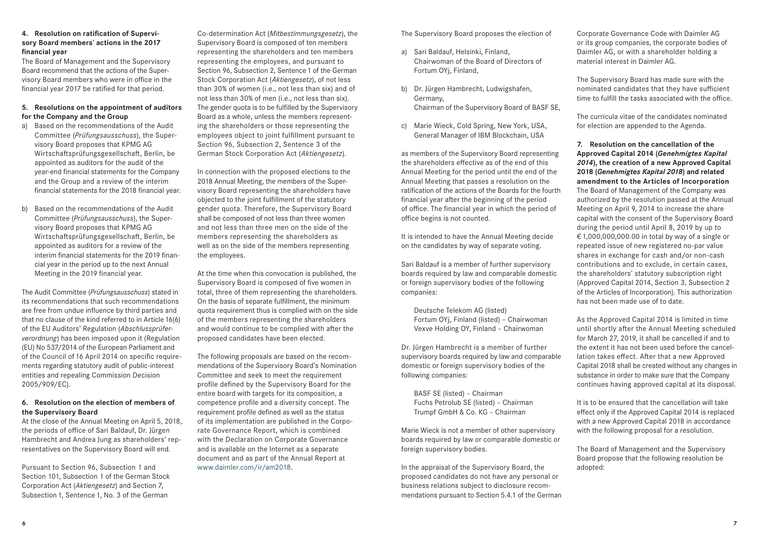#### 4. Resolution on ratification of Supervisory Board members' actions in the 2017 financial year

The Board of Management and the Supervisory Board recommend that the actions of the Supervisory Board members who were in office in the financial year 2017 be ratified for that period.

#### 5. Resolutions on the appointment of auditors for the Company and the Group

a) Based on the recommendations of the Audit Committee (*Prüfungsausschuss*), the Supervisory Board proposes that KPMG AG Wirtschaftsprüfungsgesellschaft, Berlin, be appointed as auditors for the audit of the year-end financial statements for the Company and the Group and a review of the interim financial statements for the 2018 financial year.

b) Based on the recommendations of the Audit Committee (*Prüfungsausschuss*), the Supervisory Board proposes that KPMG AG Wirtschaftsprüfungsgesellschaft, Berlin, be appointed as auditors for a review of the interim financial statements for the 2019 financial year in the period up to the next Annual Meeting in the 2019 financial year.

The Audit Committee (*Prüfungsausschuss*) stated in its recommendations that such recommendations are free from undue influence by third parties and that no clause of the kind referred to in Article 16(6) of the EU Auditors' Regulation (*Abschlussprüferverordnung*) has been imposed upon it (Regulation (EU) No 537/2014 of the European Parliament and of the Council of 16 April 2014 on specific requirements regarding statutory audit of public-interest entities and repealing Commission Decision 2005/909/EC).

#### 6. Resolution on the election of members of the Supervisory Board

At the close of the Annual Meeting on April 5, 2018, the periods of office of Sari Baldauf, Dr. Jürgen Hambrecht and Andrea Jung as shareholders' representatives on the Supervisory Board will end.

Pursuant to Section 96, Subsection 1 and Section 101, Subsection 1 of the German Stock Corporation Act (*Aktiengesetz*) and Section 7, Subsection 1, Sentence 1, No. 3 of the German Co-determination Act (*Mitbestimmungsgesetz*), the Supervisory Board is composed of ten members representing the shareholders and ten members representing the employees, and pursuant to Section 96, Subsection 2, Sentence 1 of the German Stock Corporation Act (*Aktiengesetz*), of not less than 30% of women (i.e., not less than six) and of not less than 30% of men (i.e., not less than six). The gender quota is to be fulfilled by the Supervisory Board as a whole, unless the members representing the shareholders or those representing the employees object to joint fulfillment pursuant to Section 96, Subsection 2, Sentence 3 of the German Stock Corporation Act (*Aktiengesetz*).

In connection with the proposed elections to the 2018 Annual Meeting, the members of the Supervisory Board representing the shareholders have objected to the joint fulfillment of the statutory gender quota. Therefore, the Supervisory Board shall be composed of not less than three women and not less than three men on the side of the members representing the shareholders as well as on the side of the members representing the employees.

At the time when this convocation is published, the Supervisory Board is composed of five women in total, three of them representing the shareholders. On the basis of separate fulfillment, the minimum quota requirement thus is complied with on the side of the members representing the shareholders and would continue to be complied with after the proposed candidates have been elected.

The following proposals are based on the recommendations of the Supervisory Board's Nomination Committee and seek to meet the requirement profile defined by the Supervisory Board for the entire board with targets for its composition, a competence profile and a diversity concept. The requirement profile defined as well as the status of its implementation are published in the Corporate Governance Report, which is combined with the Declaration on Corporate Governance and is available on the Internet as a separate document and as part of the Annual Report at www.daimler.com/ir/am2018.

The Supervisory Board proposes the election of

a) Sari Baldauf, Helsinki, Finland, Chairwoman of the Board of Directors of Fortum OYj, Finland,

b) Dr. Jürgen Hambrecht, Ludwigshafen, Germany, Chairman of the Supervisory Board of BASF SE,

c) Marie Wieck, Cold Spring, New York, USA, General Manager of IBM Blockchain, USA

as members of the Supervisory Board representing the shareholders effective as of the end of this Annual Meeting for the period until the end of the Annual Meeting that passes a resolution on the ratification of the actions of the Boards for the fourth financial year after the beginning of the period of office. The financial year in which the period of office begins is not counted.

It is intended to have the Annual Meeting decide on the candidates by way of separate voting.

Sari Baldauf is a member of further supervisory boards required by law and comparable domestic or foreign supervisory bodies of the following companies:

Deutsche Telekom AG (listed)
Fortum OYj, Finland (listed) – Chairwoman
Vexve Holding OY, Finland – Chairwoman

Dr. Jürgen Hambrecht is a member of further supervisory boards required by law and comparable domestic or foreign supervisory bodies of the following companies:

BASF SE (listed) – Chairman
Fuchs Petrolub SE (listed) – Chairman
Trumpf GmbH & Co. KG – Chairman

Marie Wieck is not a member of other supervisory boards required by law or comparable domestic or foreign supervisory bodies.

In the appraisal of the Supervisory Board, the proposed candidates do not have any personal or business relations subject to disclosure recommendations pursuant to Section 5.4.1 of the German Corporate Governance Code with Daimler AG or its group companies, the corporate bodies of Daimler AG, or with a shareholder holding a material interest in Daimler AG.

The Supervisory Board has made sure with the nominated candidates that they have sufficient time to fulfill the tasks associated with the office.

The curricula vitae of the candidates nominated for election are appended to the Agenda.

#### 7. Resolution on the cancellation of the Approved Capital 2014 (*Genehmigtes Kapital 2014*), the creation of a new Approved Capital 2018 (*Genehmigtes Kapital 2018*) and related amendment to the Articles of Incorporation

The Board of Management of the Company was authorized by the resolution passed at the Annual Meeting on April 9, 2014 to increase the share capital with the consent of the Supervisory Board during the period until April 8, 2019 by up to € 1,000,000,000.00 in total by way of a single or repeated issue of new registered no-par value shares in exchange for cash and/or non-cash contributions and to exclude, in certain cases, the shareholders' statutory subscription right (Approved Capital 2014, Section 3, Subsection 2 of the Articles of Incorporation). This authorization has not been made use of to date.

As the Approved Capital 2014 is limited in time until shortly after the Annual Meeting scheduled for March 27, 2019, it shall be cancelled if and to the extent it has not been used before the cancellation takes effect. After that a new Approved Capital 2018 shall be created without any changes in substance in order to make sure that the Company continues having approved capital at its disposal.

It is to be ensured that the cancellation will take effect only if the Approved Capital 2014 is replaced with a new Approved Capital 2018 in accordance with the following proposal for a resolution.

The Board of Management and the Supervisory Board propose that the following resolution be adopted: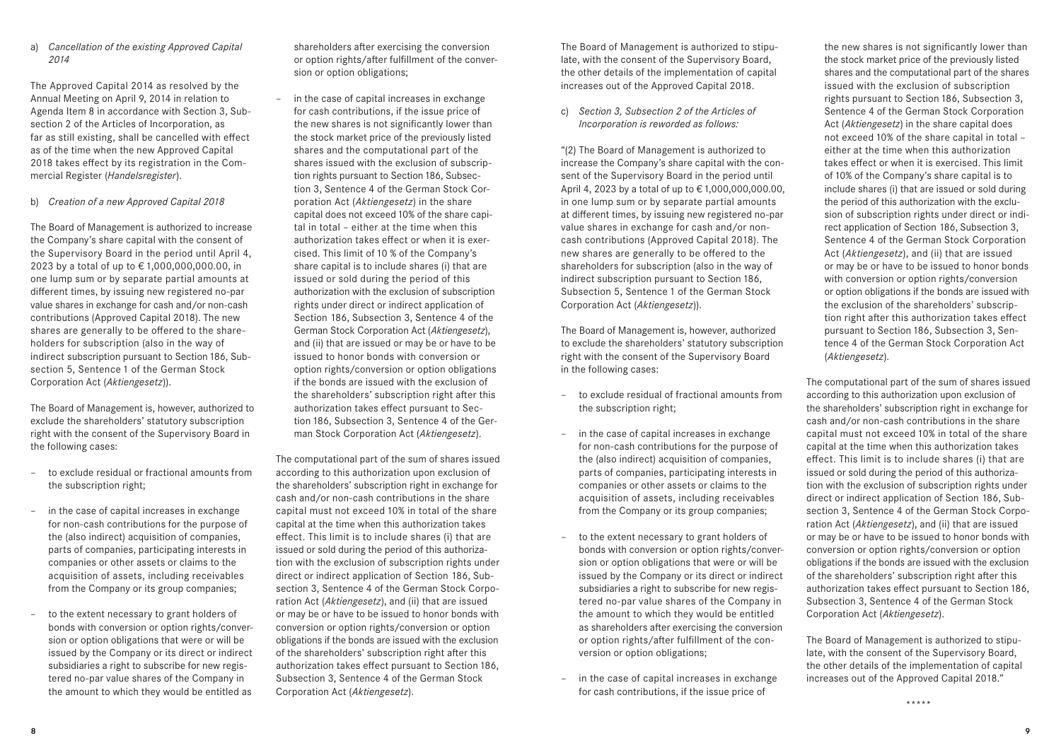a) *Cancellation of the existing Approved Capital 2014*

The Approved Capital 2014 as resolved by the Annual Meeting on April 9, 2014 in relation to Agenda Item 8 in accordance with Section 3, Subsection 2 of the Articles of Incorporation, as far as still existing, shall be cancelled with effect as of the time when the new Approved Capital 2018 takes effect by its registration in the Commercial Register (*Handelsregister*).

b) *Creation of a new Approved Capital 2018*

The Board of Management is authorized to increase the Company's share capital with the consent of the Supervisory Board in the period until April 4, 2023 by a total of up to € 1,000,000,000.00, in one lump sum or by separate partial amounts at different times, by issuing new registered no-par value shares in exchange for cash and/or non-cash contributions (Approved Capital 2018). The new shares are generally to be offered to the shareholders for subscription (also in the way of indirect subscription pursuant to Section 186, Subsection 5, Sentence 1 of the German Stock Corporation Act (*Aktiengesetz*)).

The Board of Management is, however, authorized to exclude the shareholders' statutory subscription right with the consent of the Supervisory Board in the following cases:

- to exclude residual or fractional amounts from the subscription right;
- in the case of capital increases in exchange for non-cash contributions for the purpose of the (also indirect) acquisition of companies, parts of companies, participating interests in companies or other assets or claims to the acquisition of assets, including receivables from the Company or its group companies;
- to the extent necessary to grant holders of bonds with conversion or option rights/conversion or option obligations that were or will be issued by the Company or its direct or indirect subsidiaries a right to subscribe for new registered no-par value shares of the Company in the amount to which they would be entitled as shareholders after exercising the conversion or option rights/after fulfillment of the conversion or option obligations;
- in the case of capital increases in exchange for cash contributions, if the issue price of the new shares is not significantly lower than the stock market price of the previously listed shares and the computational part of the shares issued with the exclusion of subscription rights pursuant to Section 186, Subsection 3, Sentence 4 of the German Stock Corporation Act (*Aktiengesetz*) in the share capital does not exceed 10% of the share capital in total – either at the time when this authorization takes effect or when it is exercised. This limit of 10 % of the Company's share capital is to include shares (i) that are issued or sold during the period of this authorization with the exclusion of subscription rights under direct or indirect application of Section 186, Subsection 3, Sentence 4 of the German Stock Corporation Act (*Aktiengesetz*), and (ii) that are issued or may be or have to be issued to honor bonds with conversion or option rights/conversion or option obligations if the bonds are issued with the exclusion of the shareholders' subscription right after this authorization takes effect pursuant to Section 186, Subsection 3, Sentence 4 of the German Stock Corporation Act (*Aktiengesetz*).

The computational part of the sum of shares issued according to this authorization upon exclusion of the shareholders' subscription right in exchange for cash and/or non-cash contributions in the share capital must not exceed 10% in total of the share capital at the time when this authorization takes effect. This limit is to include shares (i) that are issued or sold during the period of this authorization with the exclusion of subscription rights under direct or indirect application of Section 186, Subsection 3, Sentence 4 of the German Stock Corporation Act (*Aktiengesetz*), and (ii) that are issued or may be or have to be issued to honor bonds with conversion or option rights/conversion or option obligations if the bonds are issued with the exclusion of the shareholders' subscription right after this authorization takes effect pursuant to Section 186, Subsection 3, Sentence 4 of the German Stock Corporation Act (*Aktiengesetz*).

The Board of Management is authorized to stipulate, with the consent of the Supervisory Board, the other details of the implementation of capital increases out of the Approved Capital 2018.

c) *Section 3, Subsection 2 of the Articles of Incorporation is reworded as follows:*

"(2) The Board of Management is authorized to increase the Company's share capital with the consent of the Supervisory Board in the period until April 4, 2023 by a total of up to € 1,000,000,000.00, in one lump sum or by separate partial amounts at different times, by issuing new registered no-par value shares in exchange for cash and/or non-cash contributions (Approved Capital 2018). The new shares are generally to be offered to the shareholders for subscription (also in the way of indirect subscription pursuant to Section 186, Subsection 5, Sentence 1 of the German Stock Corporation Act (*Aktiengesetz*)).

The Board of Management is, however, authorized to exclude the shareholders' statutory subscription right with the consent of the Supervisory Board in the following cases:

- to exclude residual of fractional amounts from the subscription right;
- in the case of capital increases in exchange for non-cash contributions for the purpose of the (also indirect) acquisition of companies, parts of companies, participating interests in companies or other assets or claims to the acquisition of assets, including receivables from the Company or its group companies;
- to the extent necessary to grant holders of bonds with conversion or option rights/conversion or option obligations that were or will be issued by the Company or its direct or indirect subsidiaries a right to subscribe for new registered no-par value shares of the Company in the amount to which they would be entitled as shareholders after exercising the conversion or option rights/after fulfillment of the conversion or option obligations;
- in the case of capital increases in exchange for cash contributions, if the issue price of the new shares is not significantly lower than the stock market price of the previously listed shares and the computational part of the shares issued with the exclusion of subscription rights pursuant to Section 186, Subsection 3, Sentence 4 of the German Stock Corporation Act (*Aktiengesetz*) in the share capital does not exceed 10% of the share capital in total – either at the time when this authorization takes effect or when it is exercised. This limit of 10% of the Company's share capital is to include shares (i) that are issued or sold during the period of this authorization with the exclusion of subscription rights under direct or indirect application of Section 186, Subsection 3, Sentence 4 of the German Stock Corporation Act (*Aktiengesetz*), and (ii) that are issued or may be or have to be issued to honor bonds with conversion or option rights/conversion or option obligations if the bonds are issued with the exclusion of the shareholders' subscription right after this authorization takes effect pursuant to Section 186, Subsection 3, Sentence 4 of the German Stock Corporation Act (*Aktiengesetz*).

The computational part of the sum of shares issued according to this authorization upon exclusion of the shareholders' subscription right in exchange for cash and/or non-cash contributions in the share capital must not exceed 10% in total of the share capital at the time when this authorization takes effect. This limit is to include shares (i) that are issued or sold during the period of this authorization with the exclusion of subscription rights under direct or indirect application of Section 186, Subsection 3, Sentence 4 of the German Stock Corporation Act (*Aktiengesetz*), and (ii) that are issued or may be or have to be issued to honor bonds with conversion or option rights/conversion or option obligations if the bonds are issued with the exclusion of the shareholders' subscription right after this authorization takes effect pursuant to Section 186, Subsection 3, Sentence 4 of the German Stock Corporation Act (*Aktiengesetz*).

The Board of Management is authorized to stipulate, with the consent of the Supervisory Board, the other details of the implementation of capital increases out of the Approved Capital 2018."

\*\*\*\*\*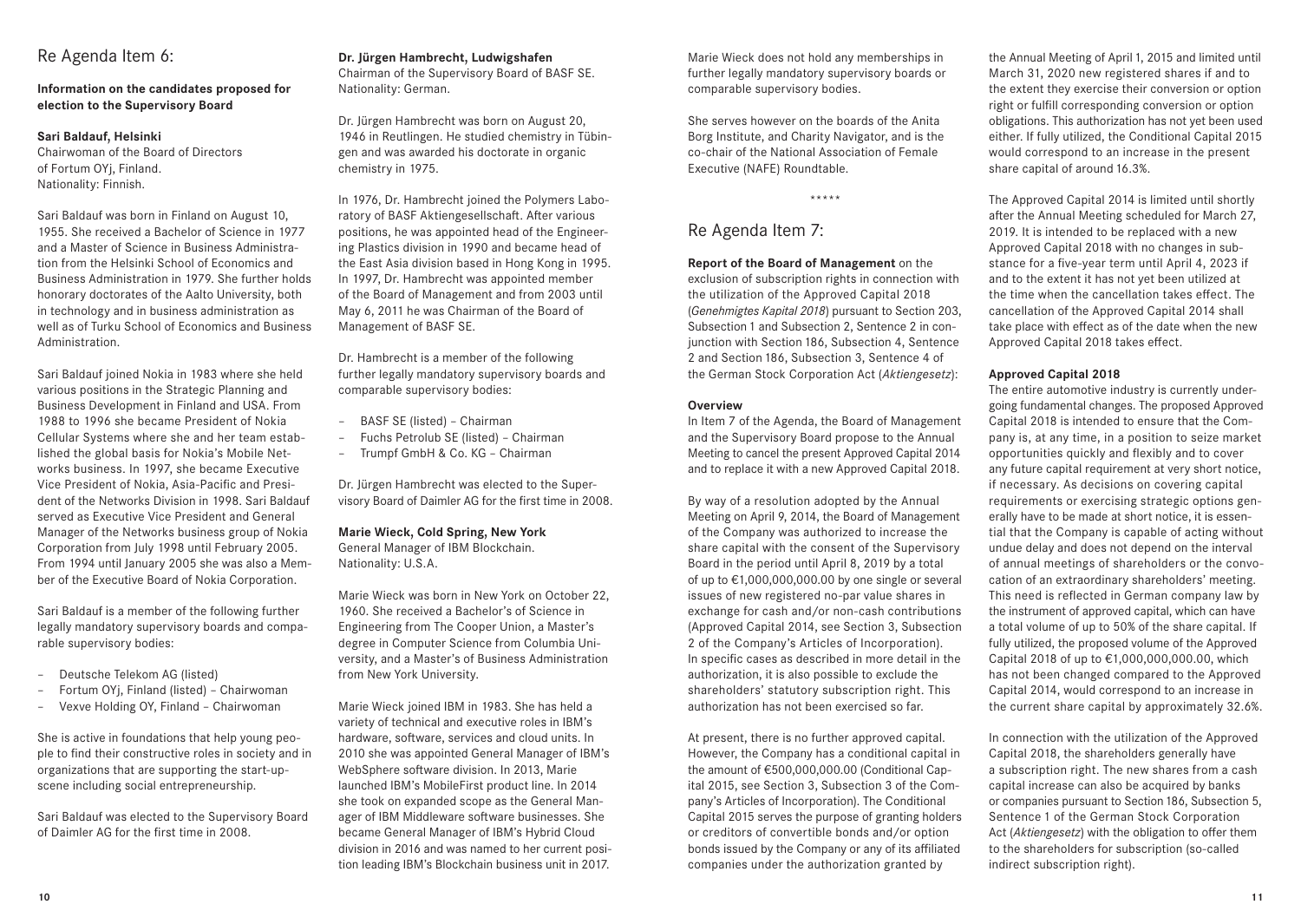## Re Agenda Item 6:

**Information on the candidates proposed for election to the Supervisory Board**

**Sari Baldauf, Helsinki**
Chairwoman of the Board of Directors of Fortum OYj, Finland.
Nationality: Finnish.

Sari Baldauf was born in Finland on August 10, 1955. She received a Bachelor of Science in 1977 and a Master of Science in Business Administration from the Helsinki School of Economics and Business Administration in 1979. She further holds honorary doctorates of the Aalto University, both in technology and in business administration as well as of Turku School of Economics and Business Administration.

Sari Baldauf joined Nokia in 1983 where she held various positions in the Strategic Planning and Business Development in Finland and USA. From 1988 to 1996 she became President of Nokia Cellular Systems where she and her team established the global basis for Nokia's Mobile Networks business. In 1997, she became Executive Vice President of Nokia, Asia-Pacific and President of the Networks Division in 1998. Sari Baldauf served as Executive Vice President and General Manager of the Networks business group of Nokia Corporation from July 1998 until February 2005. From 1994 until January 2005 she was also a Member of the Executive Board of Nokia Corporation.

Sari Baldauf is a member of the following further legally mandatory supervisory boards and comparable supervisory bodies:

- Deutsche Telekom AG (listed)
- Fortum OYj, Finland (listed) – Chairwoman
- Vexve Holding OY, Finland – Chairwoman

She is active in foundations that help young people to find their constructive roles in society and in organizations that are supporting the start-up-scene including social entrepreneurship.

Sari Baldauf was elected to the Supervisory Board of Daimler AG for the first time in 2008.

**Dr. Jürgen Hambrecht, Ludwigshafen**
Chairman of the Supervisory Board of BASF SE.
Nationality: German.

Dr. Jürgen Hambrecht was born on August 20, 1946 in Reutlingen. He studied chemistry in Tübingen and was awarded his doctorate in organic chemistry in 1975.

In 1976, Dr. Hambrecht joined the Polymers Laboratory of BASF Aktiengesellschaft. After various positions, he was appointed head of the Engineering Plastics division in 1990 and became head of the East Asia division based in Hong Kong in 1995. In 1997, Dr. Hambrecht was appointed member of the Board of Management and from 2003 until May 6, 2011 he was Chairman of the Board of Management of BASF SE.

Dr. Hambrecht is a member of the following further legally mandatory supervisory boards and comparable supervisory bodies:

- BASF SE (listed) – Chairman
- Fuchs Petrolub SE (listed) – Chairman
- Trumpf GmbH & Co. KG – Chairman

Dr. Jürgen Hambrecht was elected to the Supervisory Board of Daimler AG for the first time in 2008.

**Marie Wieck, Cold Spring, New York**
General Manager of IBM Blockchain.
Nationality: U.S.A.

Marie Wieck was born in New York on October 22, 1960. She received a Bachelor's of Science in Engineering from The Cooper Union, a Master's degree in Computer Science from Columbia University, and a Master's of Business Administration from New York University.

Marie Wieck joined IBM in 1983. She has held a variety of technical and executive roles in IBM's hardware, software, services and cloud units. In 2010 she was appointed General Manager of IBM's WebSphere software division. In 2013, Marie launched IBM's MobileFirst product line. In 2014 she took on expanded scope as the General Manager of IBM Middleware software businesses. She became General Manager of IBM's Hybrid Cloud division in 2016 and was named to her current position leading IBM's Blockchain business unit in 2017.

Marie Wieck does not hold any memberships in further legally mandatory supervisory boards or comparable supervisory bodies.

She serves however on the boards of the Anita Borg Institute, and Charity Navigator, and is the co-chair of the National Association of Female Executive (NAFE) Roundtable.

\*\*\*\*\*

## Re Agenda Item 7:

**Report of the Board of Management** on the exclusion of subscription rights in connection with the utilization of the Approved Capital 2018 (*Genehmigtes Kapital 2018*) pursuant to Section 203, Subsection 1 and Subsection 2, Sentence 2 in conjunction with Section 186, Subsection 4, Sentence 2 and Section 186, Subsection 3, Sentence 4 of the German Stock Corporation Act (*Aktiengesetz*):

**Overview**
In Item 7 of the Agenda, the Board of Management and the Supervisory Board propose to the Annual Meeting to cancel the present Approved Capital 2014 and to replace it with a new Approved Capital 2018.

By way of a resolution adopted by the Annual Meeting on April 9, 2014, the Board of Management of the Company was authorized to increase the share capital with the consent of the Supervisory Board in the period until April 8, 2019 by a total of up to €1,000,000,000.00 by one single or several issues of new registered no-par value shares in exchange for cash and/or non-cash contributions (Approved Capital 2014, see Section 3, Subsection 2 of the Company's Articles of Incorporation). In specific cases as described in more detail in the authorization, it is also possible to exclude the shareholders' statutory subscription right. This authorization has not been exercised so far.

At present, there is no further approved capital. However, the Company has a conditional capital in the amount of €500,000,000.00 (Conditional Capital 2015, see Section 3, Subsection 3 of the Company's Articles of Incorporation). The Conditional Capital 2015 serves the purpose of granting holders or creditors of convertible bonds and/or option bonds issued by the Company or any of its affiliated companies under the authorization granted by the Annual Meeting of April 1, 2015 and limited until March 31, 2020 new registered shares if and to the extent they exercise their conversion or option right or fulfill corresponding conversion or option obligations. This authorization has not yet been used either. If fully utilized, the Conditional Capital 2015 would correspond to an increase in the present share capital of around 16.3%.

The Approved Capital 2014 is limited until shortly after the Annual Meeting scheduled for March 27, 2019. It is intended to be replaced with a new Approved Capital 2018 with no changes in substance for a five-year term until April 4, 2023 if and to the extent it has not yet been utilized at the time when the cancellation takes effect. The cancellation of the Approved Capital 2014 shall take place with effect as of the date when the new Approved Capital 2018 takes effect.

**Approved Capital 2018**
The entire automotive industry is currently undergoing fundamental changes. The proposed Approved Capital 2018 is intended to ensure that the Company is, at any time, in a position to seize market opportunities quickly and flexibly and to cover any future capital requirement at very short notice, if necessary. As decisions on covering capital requirements or exercising strategic options generally have to be made at short notice, it is essential that the Company is capable of acting without undue delay and does not depend on the interval of annual meetings of shareholders or the convocation of an extraordinary shareholders' meeting. This need is reflected in German company law by the instrument of approved capital, which can have a total volume of up to 50% of the share capital. If fully utilized, the proposed volume of the Approved Capital 2018 of up to €1,000,000,000.00, which has not been changed compared to the Approved Capital 2014, would correspond to an increase in the current share capital by approximately 32.6%.

In connection with the utilization of the Approved Capital 2018, the shareholders generally have a subscription right. The new shares from a cash capital increase can also be acquired by banks or companies pursuant to Section 186, Subsection 5, Sentence 1 of the German Stock Corporation Act (*Aktiengesetz*) with the obligation to offer them to the shareholders for subscription (so-called indirect subscription right).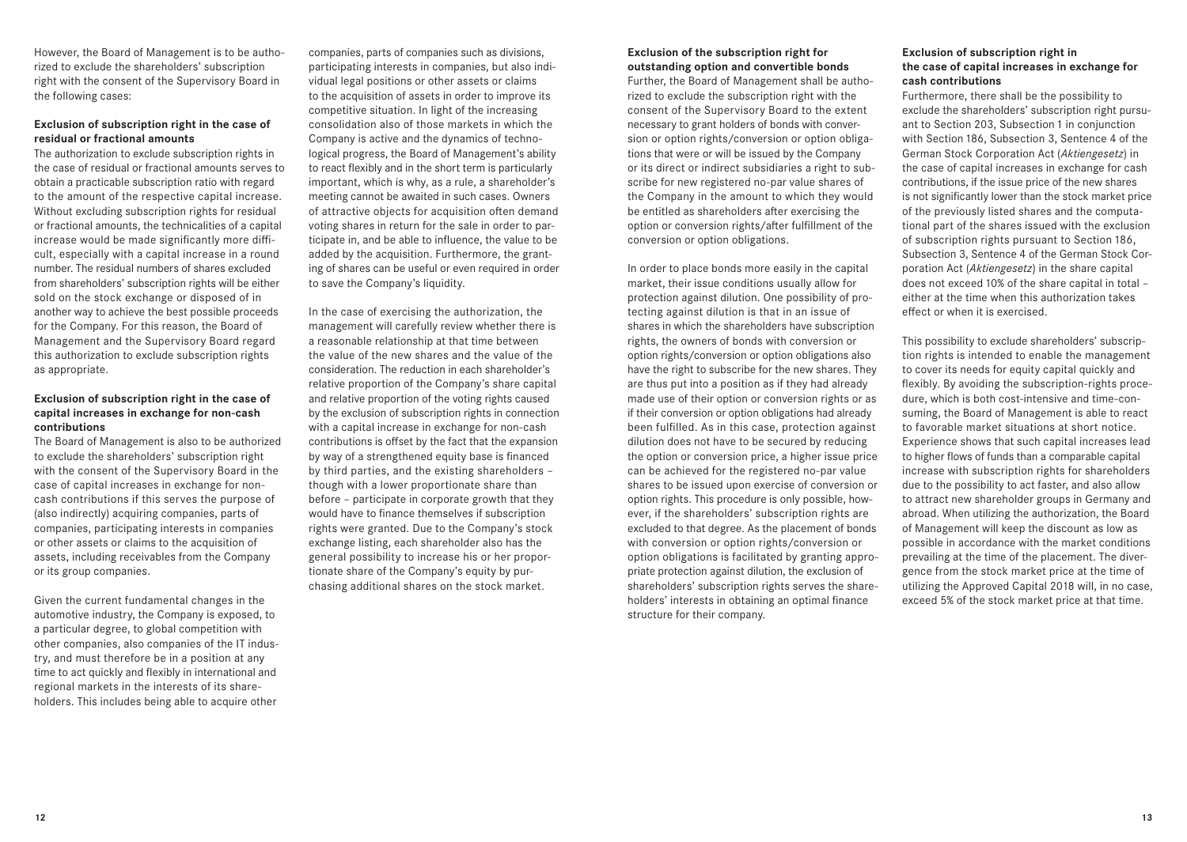However, the Board of Management is to be authorized to exclude the shareholders' subscription right with the consent of the Supervisory Board in the following cases:

### Exclusion of subscription right in the case of residual or fractional amounts

The authorization to exclude subscription rights in the case of residual or fractional amounts serves to obtain a practicable subscription ratio with regard to the amount of the respective capital increase. Without excluding subscription rights for residual or fractional amounts, the technicalities of a capital increase would be made significantly more difficult, especially with a capital increase in a round number. The residual numbers of shares excluded from shareholders' subscription rights will be either sold on the stock exchange or disposed of in another way to achieve the best possible proceeds for the Company. For this reason, the Board of Management and the Supervisory Board regard this authorization to exclude subscription rights as appropriate.

### Exclusion of subscription right in the case of capital increases in exchange for non-cash contributions

The Board of Management is also to be authorized to exclude the shareholders' subscription right with the consent of the Supervisory Board in the case of capital increases in exchange for non-cash contributions if this serves the purpose of (also indirectly) acquiring companies, parts of companies, participating interests in companies or other assets or claims to the acquisition of assets, including receivables from the Company or its group companies.

Given the current fundamental changes in the automotive industry, the Company is exposed, to a particular degree, to global competition with other companies, also companies of the IT industry, and must therefore be in a position at any time to act quickly and flexibly in international and regional markets in the interests of its shareholders. This includes being able to acquire other companies, parts of companies such as divisions, participating interests in companies, but also individual legal positions or other assets or claims to the acquisition of assets in order to improve its competitive situation. In light of the increasing consolidation also of those markets in which the Company is active and the dynamics of technological progress, the Board of Management's ability to react flexibly and in the short term is particularly important, which is why, as a rule, a shareholder's meeting cannot be awaited in such cases. Owners of attractive objects for acquisition often demand voting shares in return for the sale in order to participate in, and be able to influence, the value to be added by the acquisition. Furthermore, the granting of shares can be useful or even required in order to save the Company's liquidity.

In the case of exercising the authorization, the management will carefully review whether there is a reasonable relationship at that time between the value of the new shares and the value of the consideration. The reduction in each shareholder's relative proportion of the Company's share capital and relative proportion of the voting rights caused by the exclusion of subscription rights in connection with a capital increase in exchange for non-cash contributions is offset by the fact that the expansion by way of a strengthened equity base is financed by third parties, and the existing shareholders – though with a lower proportionate share than before – participate in corporate growth that they would have to finance themselves if subscription rights were granted. Due to the Company's stock exchange listing, each shareholder also has the general possibility to increase his or her proportionate share of the Company's equity by purchasing additional shares on the stock market.

### Exclusion of the subscription right for outstanding option and convertible bonds

Further, the Board of Management shall be authorized to exclude the subscription right with the consent of the Supervisory Board to the extent necessary to grant holders of bonds with conversion or option rights/conversion or option obligations that were or will be issued by the Company or its direct or indirect subsidiaries a right to subscribe for new registered no-par value shares of the Company in the amount to which they would be entitled as shareholders after exercising the option or conversion rights/after fulfillment of the conversion or option obligations.

In order to place bonds more easily in the capital market, their issue conditions usually allow for protection against dilution. One possibility of protecting against dilution is that in an issue of shares in which the shareholders have subscription rights, the owners of bonds with conversion or option rights/conversion or option obligations also have the right to subscribe for the new shares. They are thus put into a position as if they had already made use of their option or conversion rights or as if their conversion or option obligations had already been fulfilled. As in this case, protection against dilution does not have to be secured by reducing the option or conversion price, a higher issue price can be achieved for the registered no-par value shares to be issued upon exercise of conversion or option rights. This procedure is only possible, however, if the shareholders' subscription rights are excluded to that degree. As the placement of bonds with conversion or option rights/conversion or option obligations is facilitated by granting appropriate protection against dilution, the exclusion of shareholders' subscription rights serves the shareholders' interests in obtaining an optimal finance structure for their company.

### Exclusion of subscription right in the case of capital increases in exchange for cash contributions

Furthermore, there shall be the possibility to exclude the shareholders' subscription right pursuant to Section 203, Subsection 1 in conjunction with Section 186, Subsection 3, Sentence 4 of the German Stock Corporation Act (*Aktiengesetz*) in the case of capital increases in exchange for cash contributions, if the issue price of the new shares is not significantly lower than the stock market price of the previously listed shares and the computational part of the shares issued with the exclusion of subscription rights pursuant to Section 186, Subsection 3, Sentence 4 of the German Stock Corporation Act (*Aktiengesetz*) in the share capital does not exceed 10% of the share capital in total – either at the time when this authorization takes effect or when it is exercised.

This possibility to exclude shareholders' subscription rights is intended to enable the management to cover its needs for equity capital quickly and flexibly. By avoiding the subscription-rights procedure, which is both cost-intensive and time-consuming, the Board of Management is able to react to favorable market situations at short notice. Experience shows that such capital increases lead to higher flows of funds than a comparable capital increase with subscription rights for shareholders due to the possibility to act faster, and also allow to attract new shareholder groups in Germany and abroad. When utilizing the authorization, the Board of Management will keep the discount as low as possible in accordance with the market conditions prevailing at the time of the placement. The divergence from the stock market price at the time of utilizing the Approved Capital 2018 will, in no case, exceed 5% of the stock market price at that time.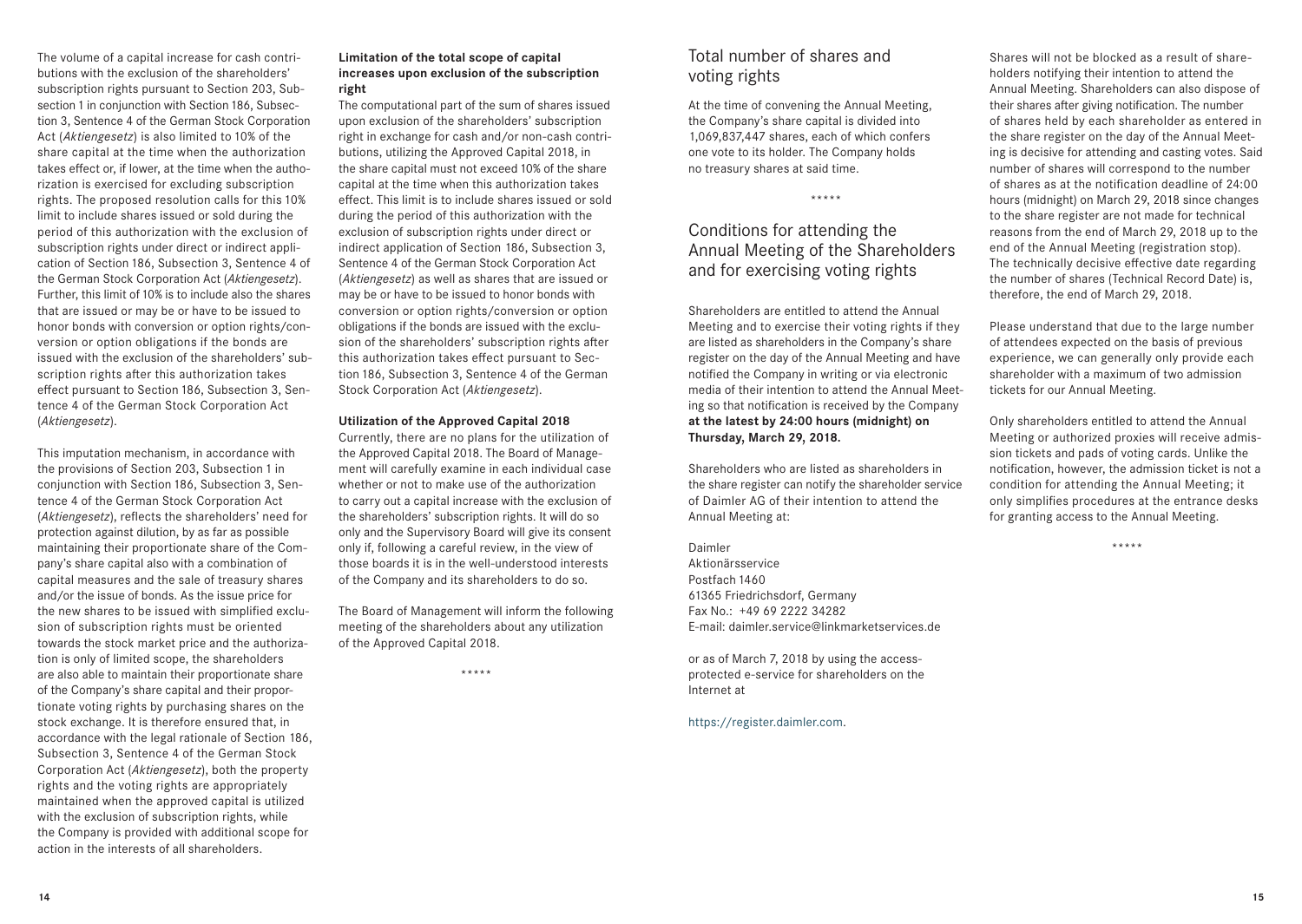The volume of a capital increase for cash contributions with the exclusion of the shareholders' subscription rights pursuant to Section 203, Subsection 1 in conjunction with Section 186, Subsection 3, Sentence 4 of the German Stock Corporation Act (*Aktiengesetz*) is also limited to 10% of the share capital at the time when the authorization takes effect or, if lower, at the time when the authorization is exercised for excluding subscription rights. The proposed resolution calls for this 10% limit to include shares issued or sold during the period of this authorization with the exclusion of subscription rights under direct or indirect application of Section 186, Subsection 3, Sentence 4 of the German Stock Corporation Act (*Aktiengesetz*). Further, this limit of 10% is to include also the shares that are issued or may be or have to be issued to honor bonds with conversion or option rights/conversion or option obligations if the bonds are issued with the exclusion of the shareholders' subscription rights after this authorization takes effect pursuant to Section 186, Subsection 3, Sentence 4 of the German Stock Corporation Act (*Aktiengesetz*).

This imputation mechanism, in accordance with the provisions of Section 203, Subsection 1 in conjunction with Section 186, Subsection 3, Sentence 4 of the German Stock Corporation Act (*Aktiengesetz*), reflects the shareholders' need for protection against dilution, by as far as possible maintaining their proportionate share of the Company's share capital also with a combination of capital measures and the sale of treasury shares and/or the issue of bonds. As the issue price for the new shares to be issued with simplified exclusion of subscription rights must be oriented towards the stock market price and the authorization is only of limited scope, the shareholders are also able to maintain their proportionate share of the Company's share capital and their proportionate voting rights by purchasing shares on the stock exchange. It is therefore ensured that, in accordance with the legal rationale of Section 186, Subsection 3, Sentence 4 of the German Stock Corporation Act (*Aktiengesetz*), both the property rights and the voting rights are appropriately maintained when the approved capital is utilized with the exclusion of subscription rights, while the Company is provided with additional scope for action in the interests of all shareholders.

**Limitation of the total scope of capital increases upon exclusion of the subscription right**

The computational part of the sum of shares issued upon exclusion of the shareholders' subscription right in exchange for cash and/or non-cash contributions, utilizing the Approved Capital 2018, in the share capital must not exceed 10% of the share capital at the time when this authorization takes effect. This limit is to include shares issued or sold during the period of this authorization with the exclusion of subscription rights under direct or indirect application of Section 186, Subsection 3, Sentence 4 of the German Stock Corporation Act (*Aktiengesetz*) as well as shares that are issued or may be or have to be issued to honor bonds with conversion or option rights/conversion or option obligations if the bonds are issued with the exclusion of the shareholders' subscription rights after this authorization takes effect pursuant to Section 186, Subsection 3, Sentence 4 of the German Stock Corporation Act (*Aktiengesetz*).

**Utilization of the Approved Capital 2018**

Currently, there are no plans for the utilization of the Approved Capital 2018. The Board of Management will carefully examine in each individual case whether or not to make use of the authorization to carry out a capital increase with the exclusion of the shareholders' subscription rights. It will do so only and the Supervisory Board will give its consent only if, following a careful review, in the view of those boards it is in the well-understood interests of the Company and its shareholders to do so.

The Board of Management will inform the following meeting of the shareholders about any utilization of the Approved Capital 2018.

\*\*\*\*\*

## Total number of shares and voting rights

At the time of convening the Annual Meeting, the Company's share capital is divided into 1,069,837,447 shares, each of which confers one vote to its holder. The Company holds no treasury shares at said time.

\*\*\*\*\*

## Conditions for attending the Annual Meeting of the Shareholders and for exercising voting rights

Shareholders are entitled to attend the Annual Meeting and to exercise their voting rights if they are listed as shareholders in the Company's share register on the day of the Annual Meeting and have notified the Company in writing or via electronic media of their intention to attend the Annual Meeting so that notification is received by the Company **at the latest by 24:00 hours (midnight) on Thursday, March 29, 2018.**

Shareholders who are listed as shareholders in the share register can notify the shareholder service of Daimler AG of their intention to attend the Annual Meeting at:

Daimler
Aktionärsservice
Postfach 1460
61365 Friedrichsdorf, Germany
Fax No.: +49 69 2222 34282
E-mail: daimler.service@linkmarketservices.de

or as of March 7, 2018 by using the access-protected e-service for shareholders on the Internet at

https://register.daimler.com.

Shares will not be blocked as a result of shareholders notifying their intention to attend the Annual Meeting. Shareholders can also dispose of their shares after giving notification. The number of shares held by each shareholder as entered in the share register on the day of the Annual Meeting is decisive for attending and casting votes. Said number of shares will correspond to the number of shares as at the notification deadline of 24:00 hours (midnight) on March 29, 2018 since changes to the share register are not made for technical reasons from the end of March 29, 2018 up to the end of the Annual Meeting (registration stop). The technically decisive effective date regarding the number of shares (Technical Record Date) is, therefore, the end of March 29, 2018.

Please understand that due to the large number of attendees expected on the basis of previous experience, we can generally only provide each shareholder with a maximum of two admission tickets for our Annual Meeting.

Only shareholders entitled to attend the Annual Meeting or authorized proxies will receive admission tickets and pads of voting cards. Unlike the notification, however, the admission ticket is not a condition for attending the Annual Meeting; it only simplifies procedures at the entrance desks for granting access to the Annual Meeting.

\*\*\*\*\*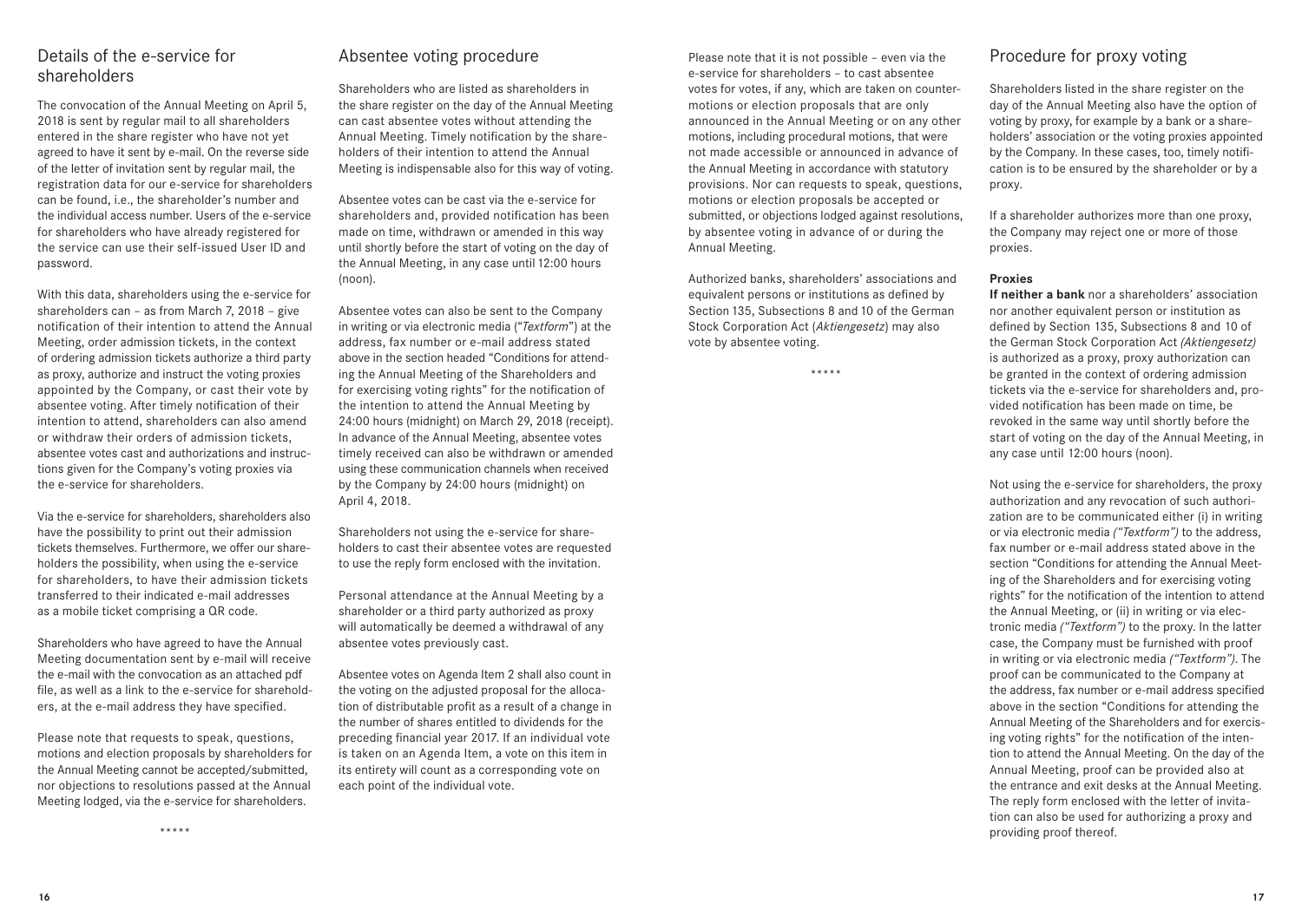## Details of the e-service for shareholders

The convocation of the Annual Meeting on April 5, 2018 is sent by regular mail to all shareholders entered in the share register who have not yet agreed to have it sent by e-mail. On the reverse side of the letter of invitation sent by regular mail, the registration data for our e-service for shareholders can be found, i.e., the shareholder's number and the individual access number. Users of the e-service for shareholders who have already registered for the service can use their self-issued User ID and password.

With this data, shareholders using the e-service for shareholders can – as from March 7, 2018 – give notification of their intention to attend the Annual Meeting, order admission tickets, in the context of ordering admission tickets authorize a third party as proxy, authorize and instruct the voting proxies appointed by the Company, or cast their vote by absentee voting. After timely notification of their intention to attend, shareholders can also amend or withdraw their orders of admission tickets, absentee votes cast and authorizations and instructions given for the Company's voting proxies via the e-service for shareholders.

Via the e-service for shareholders, shareholders also have the possibility to print out their admission tickets themselves. Furthermore, we offer our shareholders the possibility, when using the e-service for shareholders, to have their admission tickets transferred to their indicated e-mail addresses as a mobile ticket comprising a QR code.

Shareholders who have agreed to have the Annual Meeting documentation sent by e-mail will receive the e-mail with the convocation as an attached pdf file, as well as a link to the e-service for shareholders, at the e-mail address they have specified.

Please note that requests to speak, questions, motions and election proposals by shareholders for the Annual Meeting cannot be accepted/submitted, nor objections to resolutions passed at the Annual Meeting lodged, via the e-service for shareholders.

\*\*\*\*\*

## Absentee voting procedure

Shareholders who are listed as shareholders in the share register on the day of the Annual Meeting can cast absentee votes without attending the Annual Meeting. Timely notification by the shareholders of their intention to attend the Annual Meeting is indispensable also for this way of voting.

Absentee votes can be cast via the e-service for shareholders and, provided notification has been made on time, withdrawn or amended in this way until shortly before the start of voting on the day of the Annual Meeting, in any case until 12:00 hours (noon).

Absentee votes can also be sent to the Company in writing or via electronic media ("*Textform*") at the address, fax number or e-mail address stated above in the section headed "Conditions for attending the Annual Meeting of the Shareholders and for exercising voting rights" for the notification of the intention to attend the Annual Meeting by 24:00 hours (midnight) on March 29, 2018 (receipt). In advance of the Annual Meeting, absentee votes timely received can also be withdrawn or amended using these communication channels when received by the Company by 24:00 hours (midnight) on April 4, 2018.

Shareholders not using the e-service for shareholders to cast their absentee votes are requested to use the reply form enclosed with the invitation.

Personal attendance at the Annual Meeting by a shareholder or a third party authorized as proxy will automatically be deemed a withdrawal of any absentee votes previously cast.

Absentee votes on Agenda Item 2 shall also count in the voting on the adjusted proposal for the allocation of distributable profit as a result of a change in the number of shares entitled to dividends for the preceding financial year 2017. If an individual vote is taken on an Agenda Item, a vote on this item in its entirety will count as a corresponding vote on each point of the individual vote.

Please note that it is not possible – even via the e-service for shareholders – to cast absentee votes for votes, if any, which are taken on countermotions or election proposals that are only announced in the Annual Meeting or on any other motions, including procedural motions, that were not made accessible or announced in advance of the Annual Meeting in accordance with statutory provisions. Nor can requests to speak, questions, motions or election proposals be accepted or submitted, or objections lodged against resolutions, by absentee voting in advance of or during the Annual Meeting.

Authorized banks, shareholders' associations and equivalent persons or institutions as defined by Section 135, Subsections 8 and 10 of the German Stock Corporation Act (*Aktiengesetz*) may also vote by absentee voting.

\*\*\*\*\*

## Procedure for proxy voting

Shareholders listed in the share register on the day of the Annual Meeting also have the option of voting by proxy, for example by a bank or a shareholders' association or the voting proxies appointed by the Company. In these cases, too, timely notification is to be ensured by the shareholder or by a proxy.

If a shareholder authorizes more than one proxy, the Company may reject one or more of those proxies.

**Proxies**

**If neither a bank** nor a shareholders' association nor another equivalent person or institution as defined by Section 135, Subsections 8 and 10 of the German Stock Corporation Act *(Aktiengesetz)* is authorized as a proxy, proxy authorization can be granted in the context of ordering admission tickets via the e-service for shareholders and, provided notification has been made on time, be revoked in the same way until shortly before the start of voting on the day of the Annual Meeting, in any case until 12:00 hours (noon).

Not using the e-service for shareholders, the proxy authorization and any revocation of such authorization are to be communicated either (i) in writing or via electronic media *("Textform")* to the address, fax number or e-mail address stated above in the section "Conditions for attending the Annual Meeting of the Shareholders and for exercising voting rights" for the notification of the intention to attend the Annual Meeting, or (ii) in writing or via electronic media *("Textform")* to the proxy. In the latter case, the Company must be furnished with proof in writing or via electronic media *("Textform")*. The proof can be communicated to the Company at the address, fax number or e-mail address specified above in the section "Conditions for attending the Annual Meeting of the Shareholders and for exercising voting rights" for the notification of the intention to attend the Annual Meeting. On the day of the Annual Meeting, proof can be provided also at the entrance and exit desks at the Annual Meeting. The reply form enclosed with the letter of invitation can also be used for authorizing a proxy and providing proof thereof.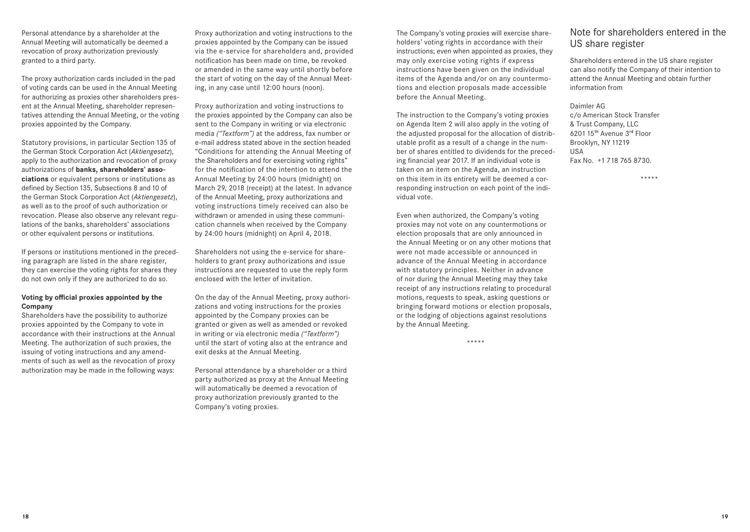Personal attendance by a shareholder at the Annual Meeting will automatically be deemed a revocation of proxy authorization previously granted to a third party.

The proxy authorization cards included in the pad of voting cards can be used in the Annual Meeting for authorizing as proxies other shareholders present at the Annual Meeting, shareholder representatives attending the Annual Meeting, or the voting proxies appointed by the Company.

Statutory provisions, in particular Section 135 of the German Stock Corporation Act (*Aktiengesetz*), apply to the authorization and revocation of proxy authorizations of **banks, shareholders' associations** or equivalent persons or institutions as defined by Section 135, Subsections 8 and 10 of the German Stock Corporation Act (*Aktiengesetz*), as well as to the proof of such authorization or revocation. Please also observe any relevant regulations of the banks, shareholders' associations or other equivalent persons or institutions.

If persons or institutions mentioned in the preceding paragraph are listed in the share register, they can exercise the voting rights for shares they do not own only if they are authorized to do so.

**Voting by official proxies appointed by the Company**

Shareholders have the possibility to authorize proxies appointed by the Company to vote in accordance with their instructions at the Annual Meeting. The authorization of such proxies, the issuing of voting instructions and any amendments of such as well as the revocation of proxy authorization may be made in the following ways:

Proxy authorization and voting instructions to the proxies appointed by the Company can be issued via the e-service for shareholders and, provided notification has been made on time, be revoked or amended in the same way until shortly before the start of voting on the day of the Annual Meeting, in any case until 12:00 hours (noon).

Proxy authorization and voting instructions to the proxies appointed by the Company can also be sent to the Company in writing or via electronic media *("Textform")* at the address, fax number or e-mail address stated above in the section headed "Conditions for attending the Annual Meeting of the Shareholders and for exercising voting rights" for the notification of the intention to attend the Annual Meeting by 24:00 hours (midnight) on March 29, 2018 (receipt) at the latest. In advance of the Annual Meeting, proxy authorizations and voting instructions timely received can also be withdrawn or amended in using these communication channels when received by the Company by 24:00 hours (midnight) on April 4, 2018.

Shareholders not using the e-service for shareholders to grant proxy authorizations and issue instructions are requested to use the reply form enclosed with the letter of invitation.

On the day of the Annual Meeting, proxy authorizations and voting instructions for the proxies appointed by the Company proxies can be granted or given as well as amended or revoked in writing or via electronic media *("Textform")* until the start of voting also at the entrance and exit desks at the Annual Meeting.

Personal attendance by a shareholder or a third party authorized as proxy at the Annual Meeting will automatically be deemed a revocation of proxy authorization previously granted to the Company's voting proxies.

The Company's voting proxies will exercise shareholders' voting rights in accordance with their instructions; even when appointed as proxies, they may only exercise voting rights if express instructions have been given on the individual items of the Agenda and/or on any countermotions and election proposals made accessible before the Annual Meeting.

The instruction to the Company's voting proxies on Agenda Item 2 will also apply in the voting of the adjusted proposal for the allocation of distributable profit as a result of a change in the number of shares entitled to dividends for the preceding financial year 2017. If an individual vote is taken on an item on the Agenda, an instruction on this item in its entirety will be deemed a corresponding instruction on each point of the individual vote.

Even when authorized, the Company's voting proxies may not vote on any countermotions or election proposals that are only announced in the Annual Meeting or on any other motions that were not made accessible or announced in advance of the Annual Meeting in accordance with statutory principles. Neither in advance of nor during the Annual Meeting may they take receipt of any instructions relating to procedural motions, requests to speak, asking questions or bringing forward motions or election proposals, or the lodging of objections against resolutions by the Annual Meeting.

*****

## Note for shareholders entered in the US share register

Shareholders entered in the US share register can also notify the Company of their intention to attend the Annual Meeting and obtain further information from

Daimler AG  
c/o American Stock Transfer  
& Trust Company, LLC  
6201 15th Avenue 3rd Floor  
Brooklyn, NY 11219  
USA  
Fax No. +1 718 765 8730.

*****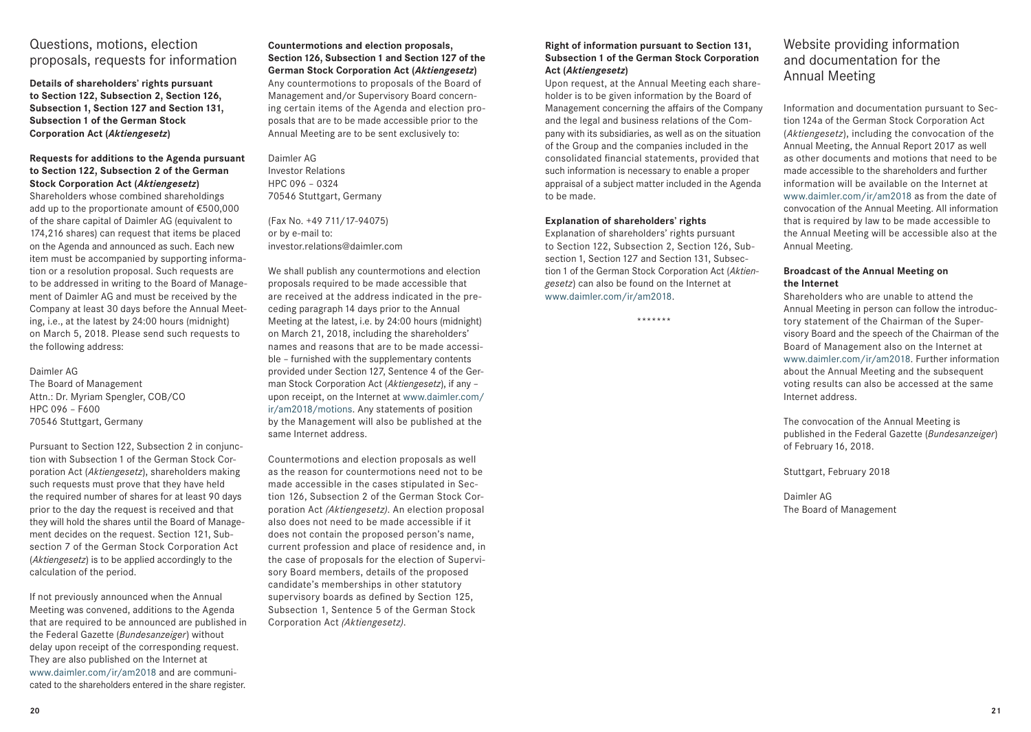## Questions, motions, election proposals, requests for information

**Details of shareholders' rights pursuant to Section 122, Subsection 2, Section 126, Subsection 1, Section 127 and Section 131, Subsection 1 of the German Stock Corporation Act (*Aktiengesetz*)**

**Requests for additions to the Agenda pursuant to Section 122, Subsection 2 of the German Stock Corporation Act (*Aktiengesetz*)**

Shareholders whose combined shareholdings add up to the proportionate amount of €500,000 of the share capital of Daimler AG (equivalent to 174,216 shares) can request that items be placed on the Agenda and announced as such. Each new item must be accompanied by supporting information or a resolution proposal. Such requests are to be addressed in writing to the Board of Management of Daimler AG and must be received by the Company at least 30 days before the Annual Meeting, i.e., at the latest by 24:00 hours (midnight) on March 5, 2018. Please send such requests to the following address:

Daimler AG
The Board of Management
Attn.: Dr. Myriam Spengler, COB/CO
HPC 096 – F600
70546 Stuttgart, Germany

Pursuant to Section 122, Subsection 2 in conjunction with Subsection 1 of the German Stock Corporation Act (*Aktiengesetz*), shareholders making such requests must prove that they have held the required number of shares for at least 90 days prior to the day the request is received and that they will hold the shares until the Board of Management decides on the request. Section 121, Subsection 7 of the German Stock Corporation Act (*Aktiengesetz*) is to be applied accordingly to the calculation of the period.

If not previously announced when the Annual Meeting was convened, additions to the Agenda that are required to be announced are published in the Federal Gazette (*Bundesanzeiger*) without delay upon receipt of the corresponding request. They are also published on the Internet at www.daimler.com/ir/am2018 and are communicated to the shareholders entered in the share register.

**Countermotions and election proposals, Section 126, Subsection 1 and Section 127 of the German Stock Corporation Act (*Aktiengesetz*)**

Any countermotions to proposals of the Board of Management and/or Supervisory Board concerning certain items of the Agenda and election proposals that are to be made accessible prior to the Annual Meeting are to be sent exclusively to:

Daimler AG
Investor Relations
HPC 096 – 0324
70546 Stuttgart, Germany

(Fax No. +49 711/17-94075)
or by e-mail to:
investor.relations@daimler.com

We shall publish any countermotions and election proposals required to be made accessible that are received at the address indicated in the preceding paragraph 14 days prior to the Annual Meeting at the latest, i.e. by 24:00 hours (midnight) on March 21, 2018, including the shareholders' names and reasons that are to be made accessible – furnished with the supplementary contents provided under Section 127, Sentence 4 of the German Stock Corporation Act (*Aktiengesetz*), if any – upon receipt, on the Internet at www.daimler.com/ir/am2018/motions. Any statements of position by the Management will also be published at the same Internet address.

Countermotions and election proposals as well as the reason for countermotions need not to be made accessible in the cases stipulated in Section 126, Subsection 2 of the German Stock Corporation Act *(Aktiengesetz)*. An election proposal also does not need to be made accessible if it does not contain the proposed person's name, current profession and place of residence and, in the case of proposals for the election of Supervisory Board members, details of the proposed candidate's memberships in other statutory supervisory boards as defined by Section 125, Subsection 1, Sentence 5 of the German Stock Corporation Act *(Aktiengesetz)*.

**Right of information pursuant to Section 131, Subsection 1 of the German Stock Corporation Act (*Aktiengesetz*)**

Upon request, at the Annual Meeting each shareholder is to be given information by the Board of Management concerning the affairs of the Company and the legal and business relations of the Company with its subsidiaries, as well as on the situation of the Group and the companies included in the consolidated financial statements, provided that such information is necessary to enable a proper appraisal of a subject matter included in the Agenda to be made.

**Explanation of shareholders' rights**

Explanation of shareholders' rights pursuant to Section 122, Subsection 2, Section 126, Subsection 1, Section 127 and Section 131, Subsection 1 of the German Stock Corporation Act (*Aktiengesetz*) can also be found on the Internet at www.daimler.com/ir/am2018.

\*\*\*\*\*\*\*

## Website providing information and documentation for the Annual Meeting

Information and documentation pursuant to Section 124a of the German Stock Corporation Act (*Aktiengesetz*), including the convocation of the Annual Meeting, the Annual Report 2017 as well as other documents and motions that need to be made accessible to the shareholders and further information will be available on the Internet at www.daimler.com/ir/am2018 as from the date of convocation of the Annual Meeting. All information that is required by law to be made accessible to the Annual Meeting will be accessible also at the Annual Meeting.

**Broadcast of the Annual Meeting on the Internet**

Shareholders who are unable to attend the Annual Meeting in person can follow the introductory statement of the Chairman of the Supervisory Board and the speech of the Chairman of the Board of Management also on the Internet at www.daimler.com/ir/am2018. Further information about the Annual Meeting and the subsequent voting results can also be accessed at the same Internet address.

The convocation of the Annual Meeting is published in the Federal Gazette (*Bundesanzeiger*) of February 16, 2018.

Stuttgart, February 2018

Daimler AG
The Board of Management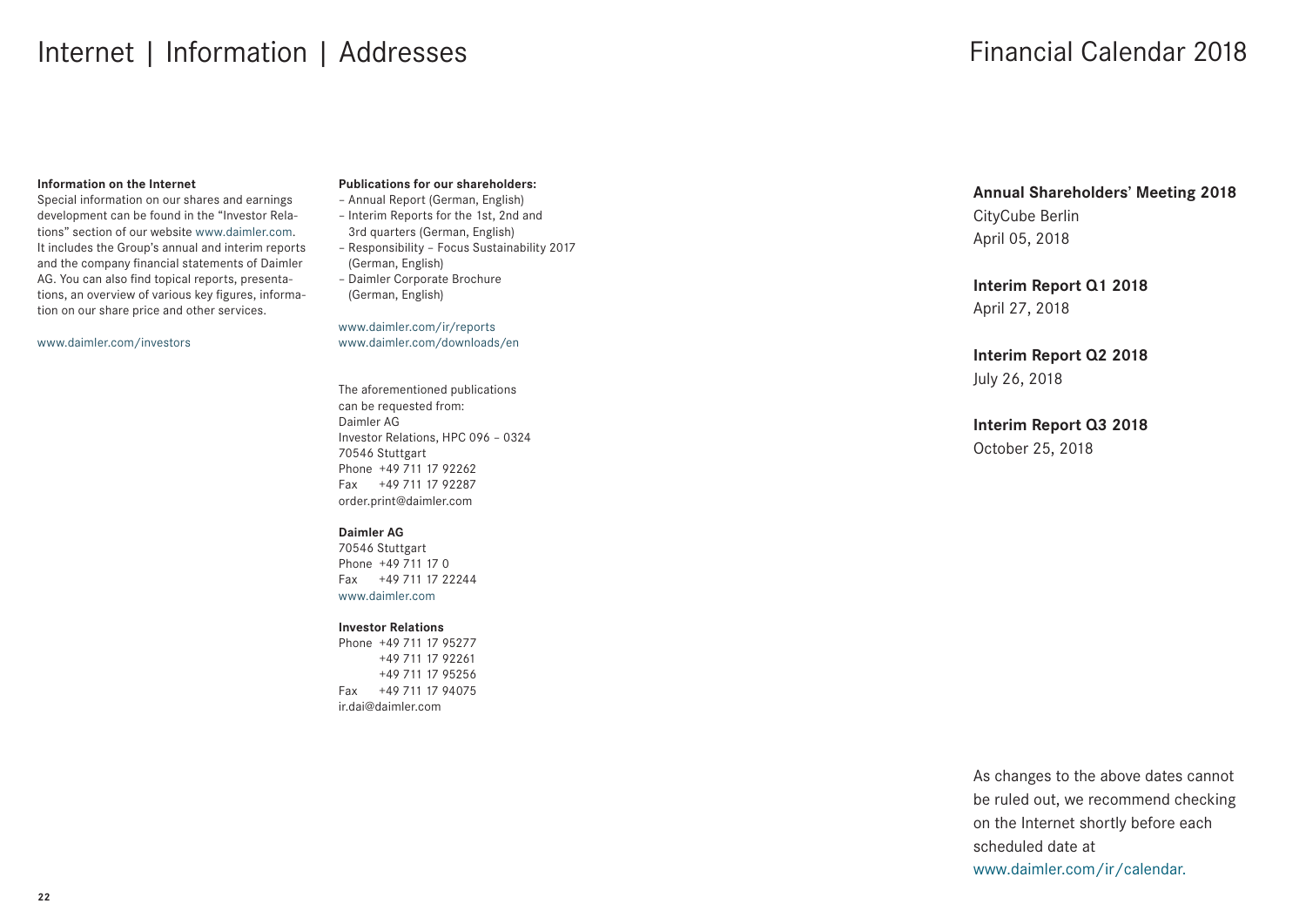# Internet | Information | Addresses

**Information on the Internet**

Special information on our shares and earnings development can be found in the "Investor Relations" section of our website www.daimler.com. It includes the Group's annual and interim reports and the company financial statements of Daimler AG. You can also find topical reports, presentations, an overview of various key figures, information on our share price and other services.

www.daimler.com/investors

**Publications for our shareholders:**

- Annual Report (German, English)
- Interim Reports for the 1st, 2nd and 3rd quarters (German, English)
- Responsibility – Focus Sustainability 2017 (German, English)
- Daimler Corporate Brochure (German, English)

www.daimler.com/ir/reports
www.daimler.com/downloads/en

The aforementioned publications can be requested from:
Daimler AG
Investor Relations, HPC 096 – 0324
70546 Stuttgart
Phone +49 711 17 92262
Fax +49 711 17 92287
order.print@daimler.com

**Daimler AG**
70546 Stuttgart
Phone +49 711 17 0
Fax +49 711 17 22244
www.daimler.com

**Investor Relations**
Phone +49 711 17 95277
+49 711 17 92261
+49 711 17 95256
Fax +49 711 17 94075
ir.dai@daimler.com

# Financial Calendar 2018

**Annual Shareholders' Meeting 2018**
CityCube Berlin
April 05, 2018

**Interim Report Q1 2018**
April 27, 2018

**Interim Report Q2 2018**
July 26, 2018

**Interim Report Q3 2018**
October 25, 2018

As changes to the above dates cannot be ruled out, we recommend checking on the Internet shortly before each scheduled date at www.daimler.com/ir/calendar.